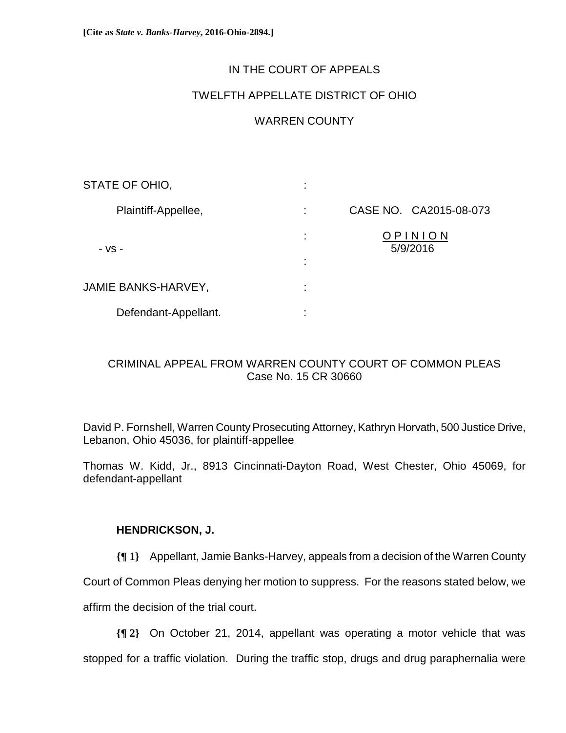**[Cite as *State v. Banks-Harvey*, 2016-Ohio-2894.]**

IN THE COURT OF APPEALS

TWELFTH APPELLATE DISTRICT OF OHIO

WARREN COUNTY

| | | |
|---|---|---|
| STATE OF OHIO, | : | |
| Plaintiff-Appellee, | : | CASE NO. CA2015-08-073 |
| - vs - | : | OPINION 5/9/2016 |
| | : | |
| JAMIE BANKS-HARVEY, | : | |
| Defendant-Appellant. | : | |

CRIMINAL APPEAL FROM WARREN COUNTY COURT OF COMMON PLEAS
Case No. 15 CR 30660

David P. Fornshell, Warren County Prosecuting Attorney, Kathryn Horvath, 500 Justice Drive, Lebanon, Ohio 45036, for plaintiff-appellee

Thomas W. Kidd, Jr., 8913 Cincinnati-Dayton Road, West Chester, Ohio 45069, for defendant-appellant

**HENDRICKSON, J.**

**{¶ 1}** Appellant, Jamie Banks-Harvey, appeals from a decision of the Warren County Court of Common Pleas denying her motion to suppress. For the reasons stated below, we affirm the decision of the trial court.

**{¶ 2}** On October 21, 2014, appellant was operating a motor vehicle that was stopped for a traffic violation. During the traffic stop, drugs and drug paraphernalia were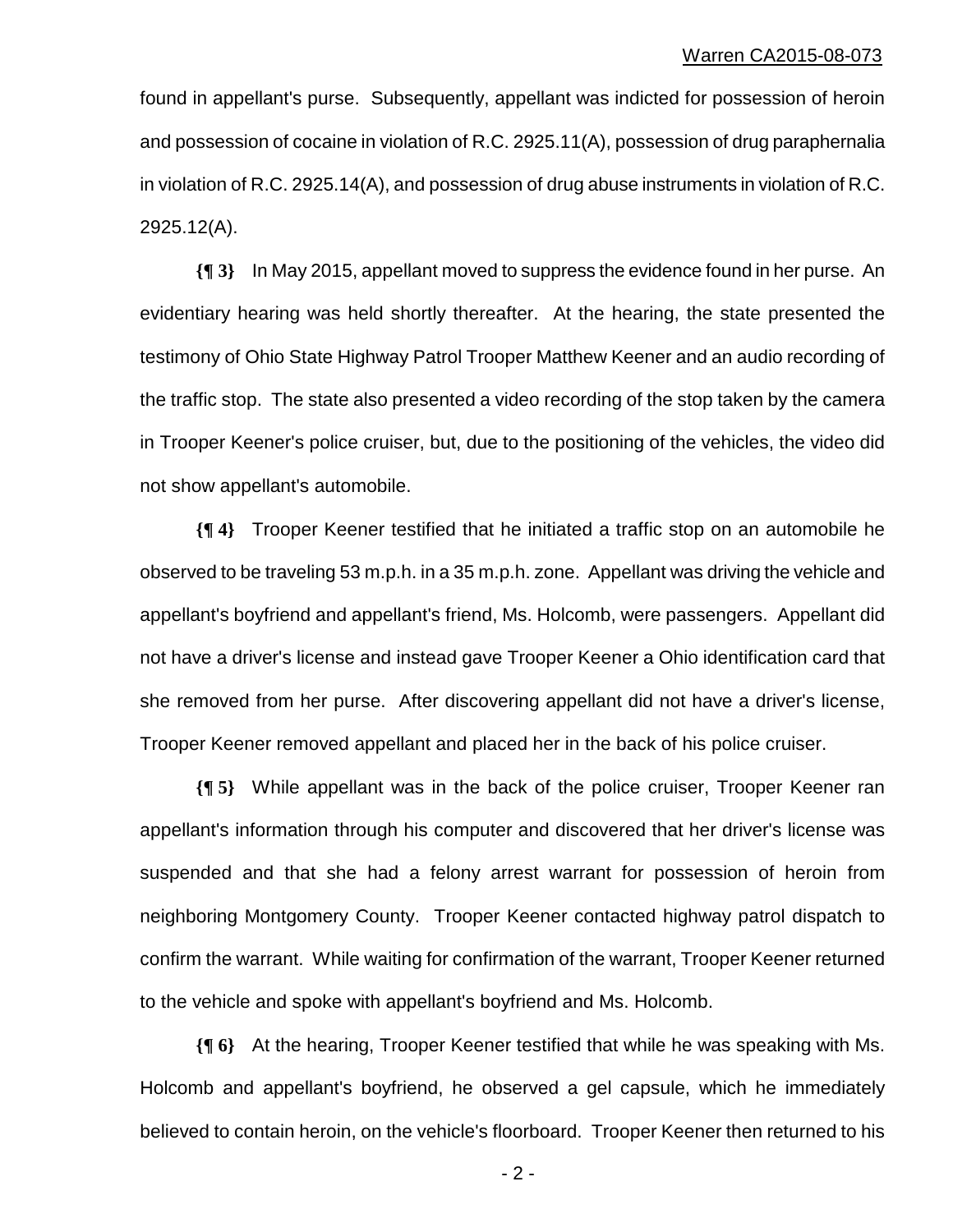found in appellant's purse. Subsequently, appellant was indicted for possession of heroin and possession of cocaine in violation of R.C. 2925.11(A), possession of drug paraphernalia in violation of R.C. 2925.14(A), and possession of drug abuse instruments in violation of R.C. 2925.12(A).

**{¶ 3}** In May 2015, appellant moved to suppress the evidence found in her purse. An evidentiary hearing was held shortly thereafter. At the hearing, the state presented the testimony of Ohio State Highway Patrol Trooper Matthew Keener and an audio recording of the traffic stop. The state also presented a video recording of the stop taken by the camera in Trooper Keener's police cruiser, but, due to the positioning of the vehicles, the video did not show appellant's automobile.

**{¶ 4}** Trooper Keener testified that he initiated a traffic stop on an automobile he observed to be traveling 53 m.p.h. in a 35 m.p.h. zone. Appellant was driving the vehicle and appellant's boyfriend and appellant's friend, Ms. Holcomb, were passengers. Appellant did not have a driver's license and instead gave Trooper Keener a Ohio identification card that she removed from her purse. After discovering appellant did not have a driver's license, Trooper Keener removed appellant and placed her in the back of his police cruiser.

**{¶ 5}** While appellant was in the back of the police cruiser, Trooper Keener ran appellant's information through his computer and discovered that her driver's license was suspended and that she had a felony arrest warrant for possession of heroin from neighboring Montgomery County. Trooper Keener contacted highway patrol dispatch to confirm the warrant. While waiting for confirmation of the warrant, Trooper Keener returned to the vehicle and spoke with appellant's boyfriend and Ms. Holcomb.

**{¶ 6}** At the hearing, Trooper Keener testified that while he was speaking with Ms. Holcomb and appellant's boyfriend, he observed a gel capsule, which he immediately believed to contain heroin, on the vehicle's floorboard. Trooper Keener then returned to his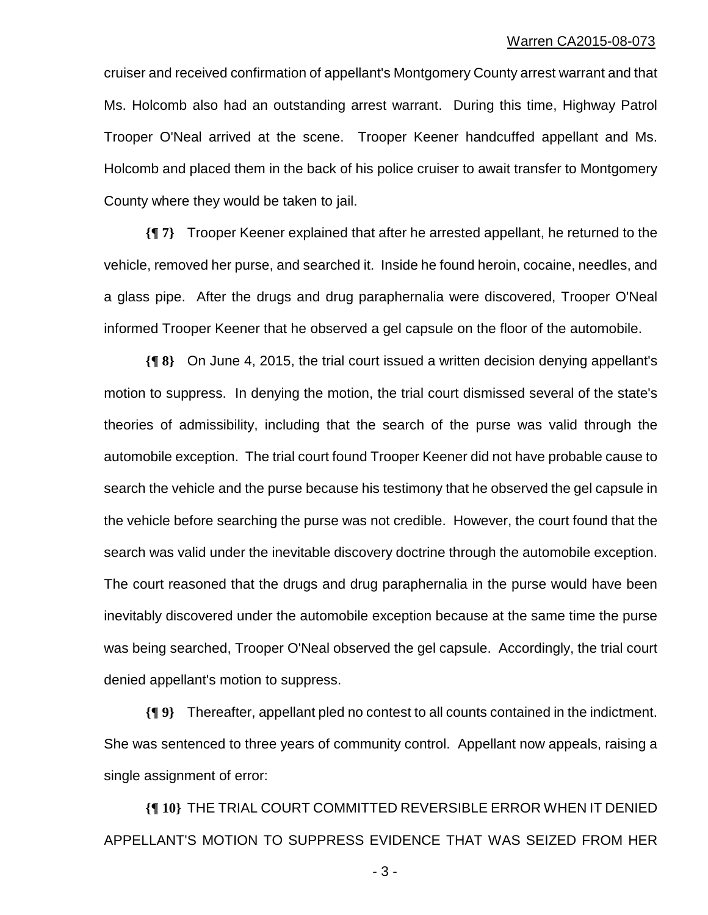cruiser and received confirmation of appellant's Montgomery County arrest warrant and that Ms. Holcomb also had an outstanding arrest warrant. During this time, Highway Patrol Trooper O'Neal arrived at the scene. Trooper Keener handcuffed appellant and Ms. Holcomb and placed them in the back of his police cruiser to await transfer to Montgomery County where they would be taken to jail.

**{¶ 7}** Trooper Keener explained that after he arrested appellant, he returned to the vehicle, removed her purse, and searched it. Inside he found heroin, cocaine, needles, and a glass pipe. After the drugs and drug paraphernalia were discovered, Trooper O'Neal informed Trooper Keener that he observed a gel capsule on the floor of the automobile.

**{¶ 8}** On June 4, 2015, the trial court issued a written decision denying appellant's motion to suppress. In denying the motion, the trial court dismissed several of the state's theories of admissibility, including that the search of the purse was valid through the automobile exception. The trial court found Trooper Keener did not have probable cause to search the vehicle and the purse because his testimony that he observed the gel capsule in the vehicle before searching the purse was not credible. However, the court found that the search was valid under the inevitable discovery doctrine through the automobile exception. The court reasoned that the drugs and drug paraphernalia in the purse would have been inevitably discovered under the automobile exception because at the same time the purse was being searched, Trooper O'Neal observed the gel capsule. Accordingly, the trial court denied appellant's motion to suppress.

**{¶ 9}** Thereafter, appellant pled no contest to all counts contained in the indictment. She was sentenced to three years of community control. Appellant now appeals, raising a single assignment of error:

**{¶ 10}** THE TRIAL COURT COMMITTED REVERSIBLE ERROR WHEN IT DENIED APPELLANT'S MOTION TO SUPPRESS EVIDENCE THAT WAS SEIZED FROM HER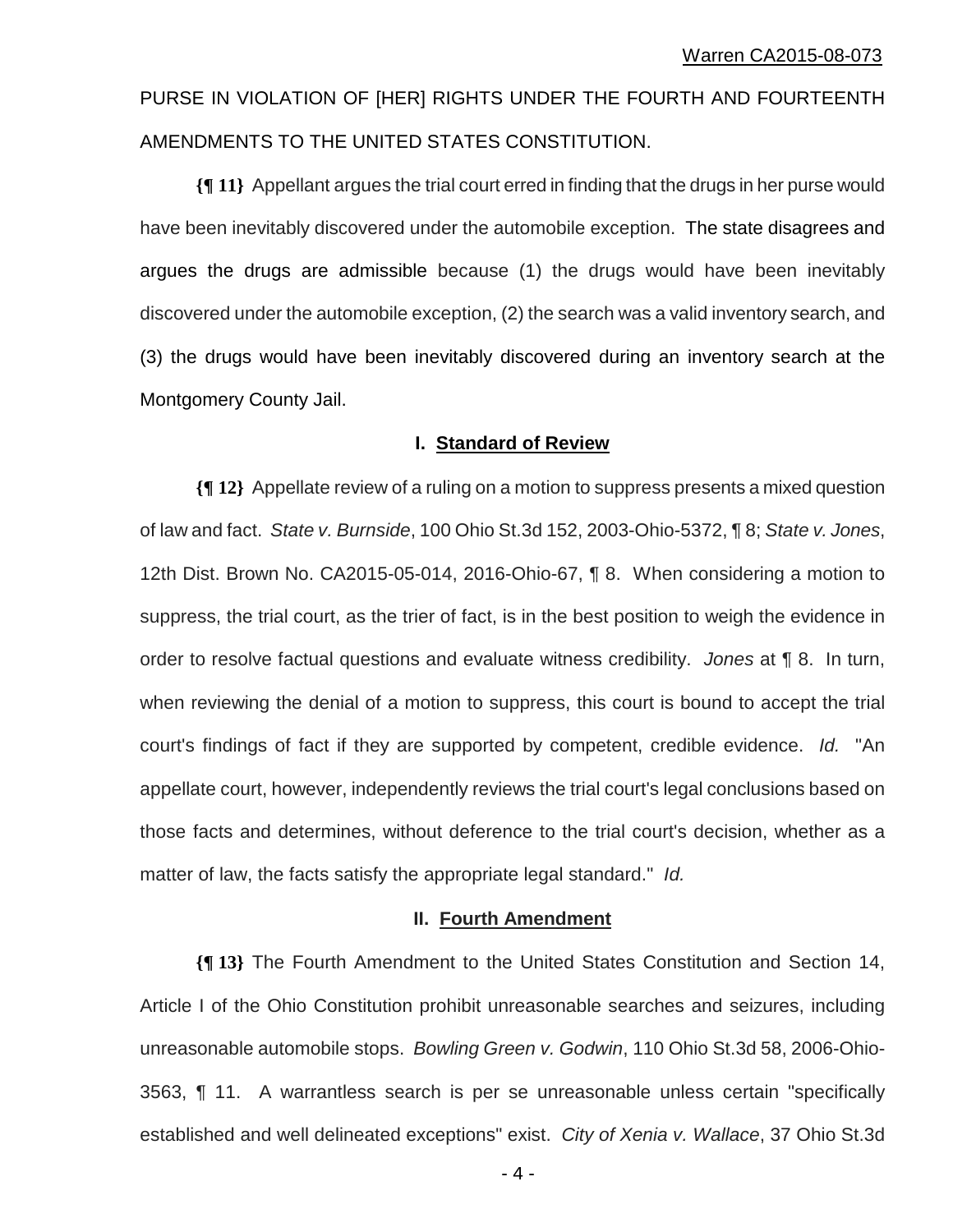PURSE IN VIOLATION OF [HER] RIGHTS UNDER THE FOURTH AND FOURTEENTH AMENDMENTS TO THE UNITED STATES CONSTITUTION.

**{¶ 11}** Appellant argues the trial court erred in finding that the drugs in her purse would have been inevitably discovered under the automobile exception. The state disagrees and argues the drugs are admissible because (1) the drugs would have been inevitably discovered under the automobile exception, (2) the search was a valid inventory search, and (3) the drugs would have been inevitably discovered during an inventory search at the Montgomery County Jail.

## I. Standard of Review

**{¶ 12}** Appellate review of a ruling on a motion to suppress presents a mixed question of law and fact. *State v. Burnside*, 100 Ohio St.3d 152, 2003-Ohio-5372, ¶ 8; *State v. Jones*, 12th Dist. Brown No. CA2015-05-014, 2016-Ohio-67, ¶ 8. When considering a motion to suppress, the trial court, as the trier of fact, is in the best position to weigh the evidence in order to resolve factual questions and evaluate witness credibility. *Jones* at ¶ 8. In turn, when reviewing the denial of a motion to suppress, this court is bound to accept the trial court's findings of fact if they are supported by competent, credible evidence. *Id.* "An appellate court, however, independently reviews the trial court's legal conclusions based on those facts and determines, without deference to the trial court's decision, whether as a matter of law, the facts satisfy the appropriate legal standard." *Id.*

## II. Fourth Amendment

**{¶ 13}** The Fourth Amendment to the United States Constitution and Section 14, Article I of the Ohio Constitution prohibit unreasonable searches and seizures, including unreasonable automobile stops. *Bowling Green v. Godwin*, 110 Ohio St.3d 58, 2006-Ohio-3563, ¶ 11. A warrantless search is per se unreasonable unless certain "specifically established and well delineated exceptions" exist. *City of Xenia v. Wallace*, 37 Ohio St.3d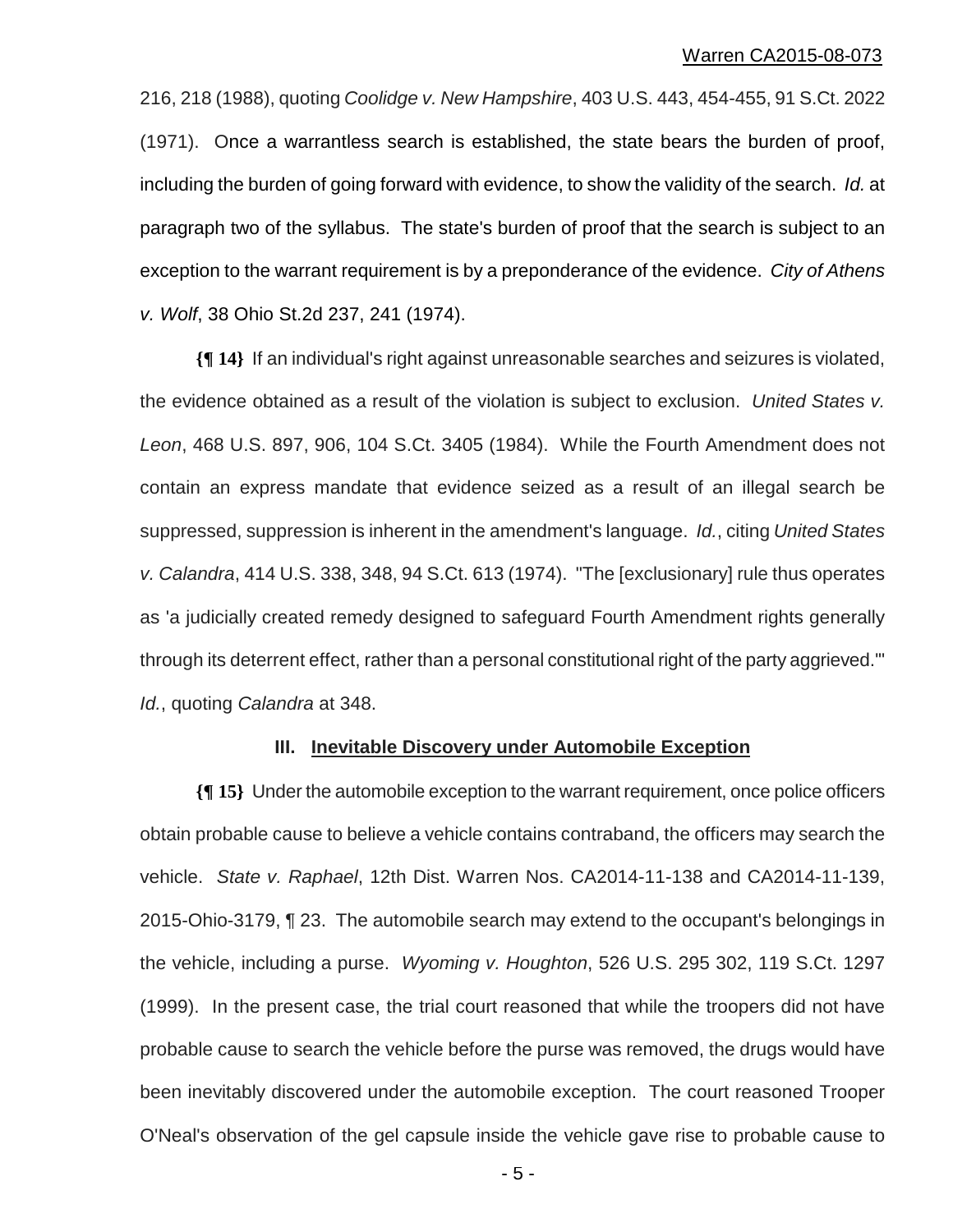216, 218 (1988), quoting *Coolidge v. New Hampshire*, 403 U.S. 443, 454-455, 91 S.Ct. 2022 (1971). Once a warrantless search is established, the state bears the burden of proof, including the burden of going forward with evidence, to show the validity of the search. *Id.* at paragraph two of the syllabus. The state's burden of proof that the search is subject to an exception to the warrant requirement is by a preponderance of the evidence. *City of Athens v. Wolf*, 38 Ohio St.2d 237, 241 (1974).

**{¶ 14}** If an individual's right against unreasonable searches and seizures is violated, the evidence obtained as a result of the violation is subject to exclusion. *United States v. Leon*, 468 U.S. 897, 906, 104 S.Ct. 3405 (1984). While the Fourth Amendment does not contain an express mandate that evidence seized as a result of an illegal search be suppressed, suppression is inherent in the amendment's language. *Id.*, citing *United States v. Calandra*, 414 U.S. 338, 348, 94 S.Ct. 613 (1974). "The [exclusionary] rule thus operates as 'a judicially created remedy designed to safeguard Fourth Amendment rights generally through its deterrent effect, rather than a personal constitutional right of the party aggrieved.'" *Id.*, quoting *Calandra* at 348.

### III. Inevitable Discovery under Automobile Exception

**{¶ 15}** Under the automobile exception to the warrant requirement, once police officers obtain probable cause to believe a vehicle contains contraband, the officers may search the vehicle. *State v. Raphael*, 12th Dist. Warren Nos. CA2014-11-138 and CA2014-11-139, 2015-Ohio-3179, ¶ 23. The automobile search may extend to the occupant's belongings in the vehicle, including a purse. *Wyoming v. Houghton*, 526 U.S. 295 302, 119 S.Ct. 1297 (1999). In the present case, the trial court reasoned that while the troopers did not have probable cause to search the vehicle before the purse was removed, the drugs would have been inevitably discovered under the automobile exception. The court reasoned Trooper O'Neal's observation of the gel capsule inside the vehicle gave rise to probable cause to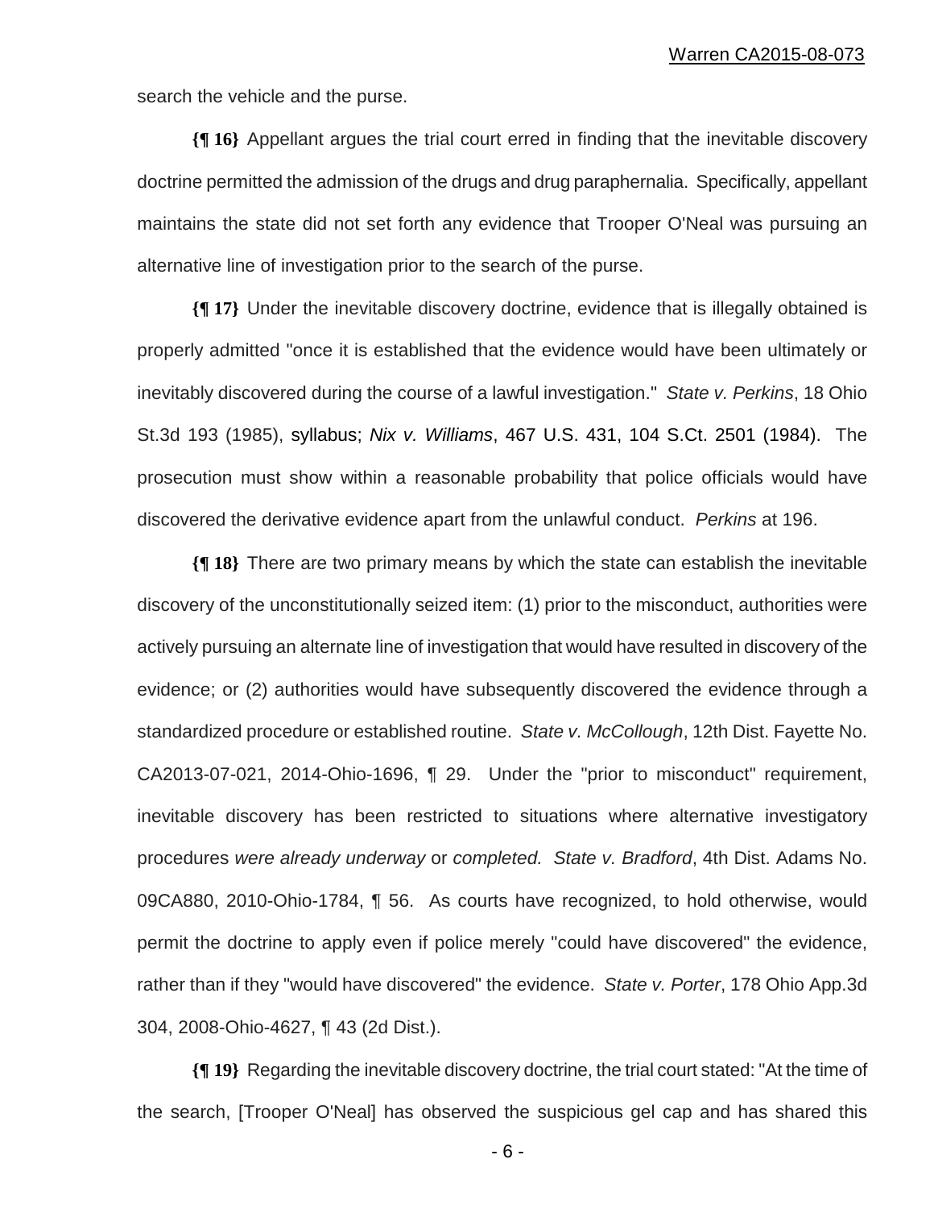search the vehicle and the purse.

**{¶ 16}** Appellant argues the trial court erred in finding that the inevitable discovery doctrine permitted the admission of the drugs and drug paraphernalia. Specifically, appellant maintains the state did not set forth any evidence that Trooper O'Neal was pursuing an alternative line of investigation prior to the search of the purse.

**{¶ 17}** Under the inevitable discovery doctrine, evidence that is illegally obtained is properly admitted "once it is established that the evidence would have been ultimately or inevitably discovered during the course of a lawful investigation." *State v. Perkins*, 18 Ohio St.3d 193 (1985), syllabus; *Nix v. Williams*, 467 U.S. 431, 104 S.Ct. 2501 (1984). The prosecution must show within a reasonable probability that police officials would have discovered the derivative evidence apart from the unlawful conduct. *Perkins* at 196.

**{¶ 18}** There are two primary means by which the state can establish the inevitable discovery of the unconstitutionally seized item: (1) prior to the misconduct, authorities were actively pursuing an alternate line of investigation that would have resulted in discovery of the evidence; or (2) authorities would have subsequently discovered the evidence through a standardized procedure or established routine. *State v. McCollough*, 12th Dist. Fayette No. CA2013-07-021, 2014-Ohio-1696, ¶ 29. Under the "prior to misconduct" requirement, inevitable discovery has been restricted to situations where alternative investigatory procedures *were already underway* or *completed. State v. Bradford*, 4th Dist. Adams No. 09CA880, 2010-Ohio-1784, ¶ 56. As courts have recognized, to hold otherwise, would permit the doctrine to apply even if police merely "could have discovered" the evidence, rather than if they "would have discovered" the evidence. *State v. Porter*, 178 Ohio App.3d 304, 2008-Ohio-4627, ¶ 43 (2d Dist.).

**{¶ 19}** Regarding the inevitable discovery doctrine, the trial court stated: "At the time of the search, [Trooper O'Neal] has observed the suspicious gel cap and has shared this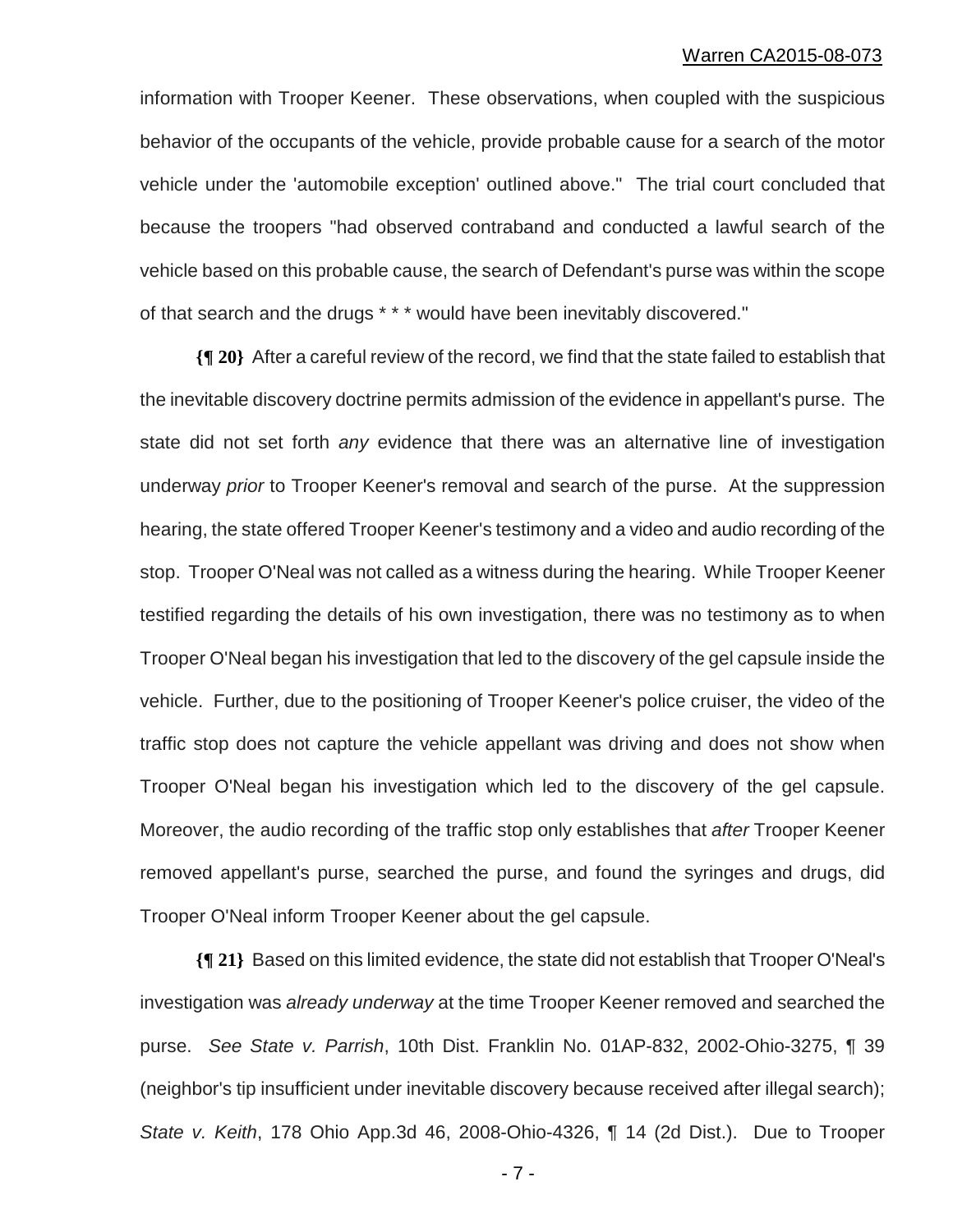information with Trooper Keener. These observations, when coupled with the suspicious behavior of the occupants of the vehicle, provide probable cause for a search of the motor vehicle under the 'automobile exception' outlined above." The trial court concluded that because the troopers "had observed contraband and conducted a lawful search of the vehicle based on this probable cause, the search of Defendant's purse was within the scope of that search and the drugs * * * would have been inevitably discovered."

**{¶ 20}** After a careful review of the record, we find that the state failed to establish that the inevitable discovery doctrine permits admission of the evidence in appellant's purse. The state did not set forth *any* evidence that there was an alternative line of investigation underway *prior* to Trooper Keener's removal and search of the purse. At the suppression hearing, the state offered Trooper Keener's testimony and a video and audio recording of the stop. Trooper O'Neal was not called as a witness during the hearing. While Trooper Keener testified regarding the details of his own investigation, there was no testimony as to when Trooper O'Neal began his investigation that led to the discovery of the gel capsule inside the vehicle. Further, due to the positioning of Trooper Keener's police cruiser, the video of the traffic stop does not capture the vehicle appellant was driving and does not show when Trooper O'Neal began his investigation which led to the discovery of the gel capsule. Moreover, the audio recording of the traffic stop only establishes that *after* Trooper Keener removed appellant's purse, searched the purse, and found the syringes and drugs, did Trooper O'Neal inform Trooper Keener about the gel capsule.

**{¶ 21}** Based on this limited evidence, the state did not establish that Trooper O'Neal's investigation was *already underway* at the time Trooper Keener removed and searched the purse. *See State v. Parrish*, 10th Dist. Franklin No. 01AP-832, 2002-Ohio-3275, ¶ 39 (neighbor's tip insufficient under inevitable discovery because received after illegal search); *State v. Keith*, 178 Ohio App.3d 46, 2008-Ohio-4326, ¶ 14 (2d Dist.). Due to Trooper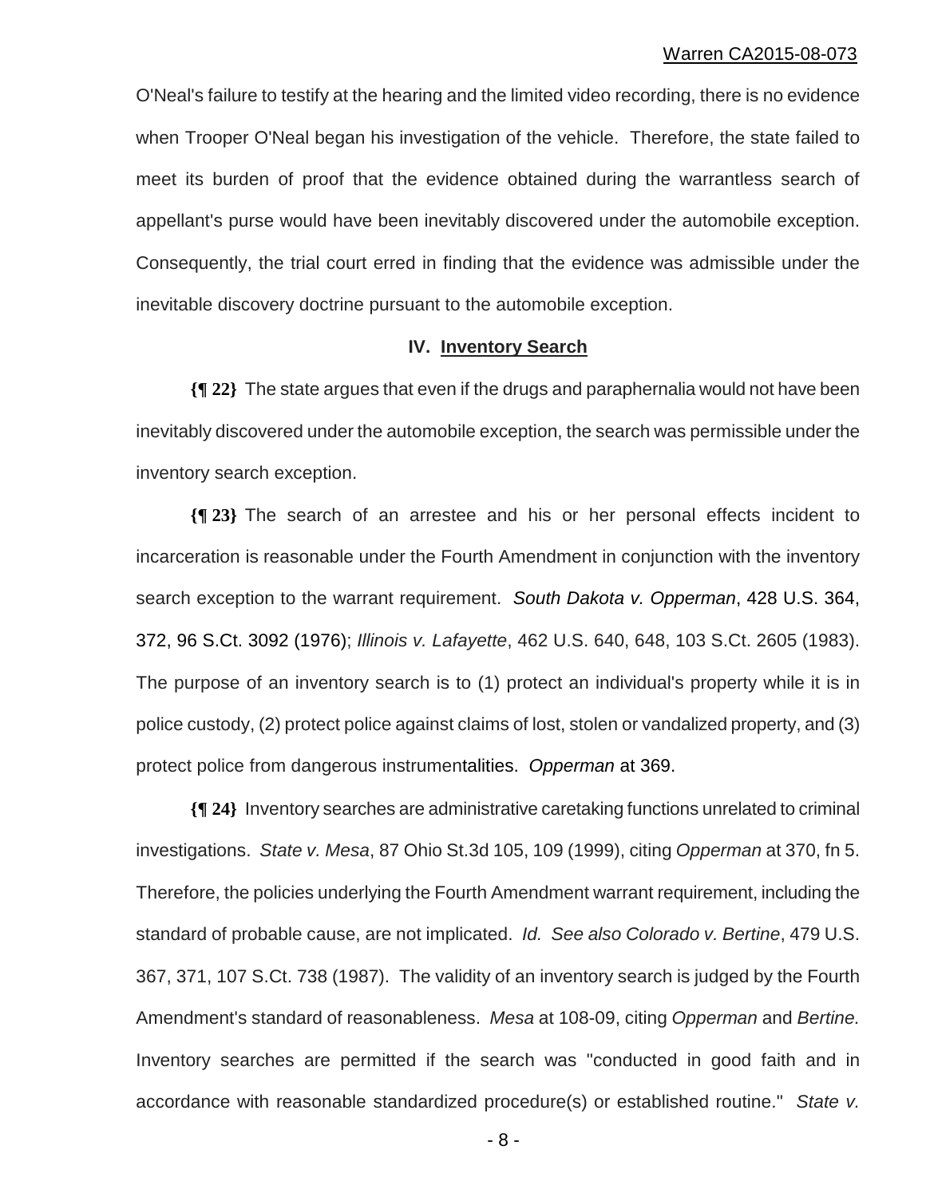O'Neal's failure to testify at the hearing and the limited video recording, there is no evidence when Trooper O'Neal began his investigation of the vehicle. Therefore, the state failed to meet its burden of proof that the evidence obtained during the warrantless search of appellant's purse would have been inevitably discovered under the automobile exception. Consequently, the trial court erred in finding that the evidence was admissible under the inevitable discovery doctrine pursuant to the automobile exception.

### IV. Inventory Search

**{¶ 22}** The state argues that even if the drugs and paraphernalia would not have been inevitably discovered under the automobile exception, the search was permissible under the inventory search exception.

**{¶ 23}** The search of an arrestee and his or her personal effects incident to incarceration is reasonable under the Fourth Amendment in conjunction with the inventory search exception to the warrant requirement. *South Dakota v. Opperman*, 428 U.S. 364, 372, 96 S.Ct. 3092 (1976); *Illinois v. Lafayette*, 462 U.S. 640, 648, 103 S.Ct. 2605 (1983). The purpose of an inventory search is to (1) protect an individual's property while it is in police custody, (2) protect police against claims of lost, stolen or vandalized property, and (3) protect police from dangerous instrumentalities. *Opperman* at 369.

**{¶ 24}** Inventory searches are administrative caretaking functions unrelated to criminal investigations. *State v. Mesa*, 87 Ohio St.3d 105, 109 (1999), citing *Opperman* at 370, fn 5. Therefore, the policies underlying the Fourth Amendment warrant requirement, including the standard of probable cause, are not implicated. *Id. See also Colorado v. Bertine*, 479 U.S. 367, 371, 107 S.Ct. 738 (1987). The validity of an inventory search is judged by the Fourth Amendment's standard of reasonableness. *Mesa* at 108-09, citing *Opperman* and *Bertine.* Inventory searches are permitted if the search was "conducted in good faith and in accordance with reasonable standardized procedure(s) or established routine." *State v.*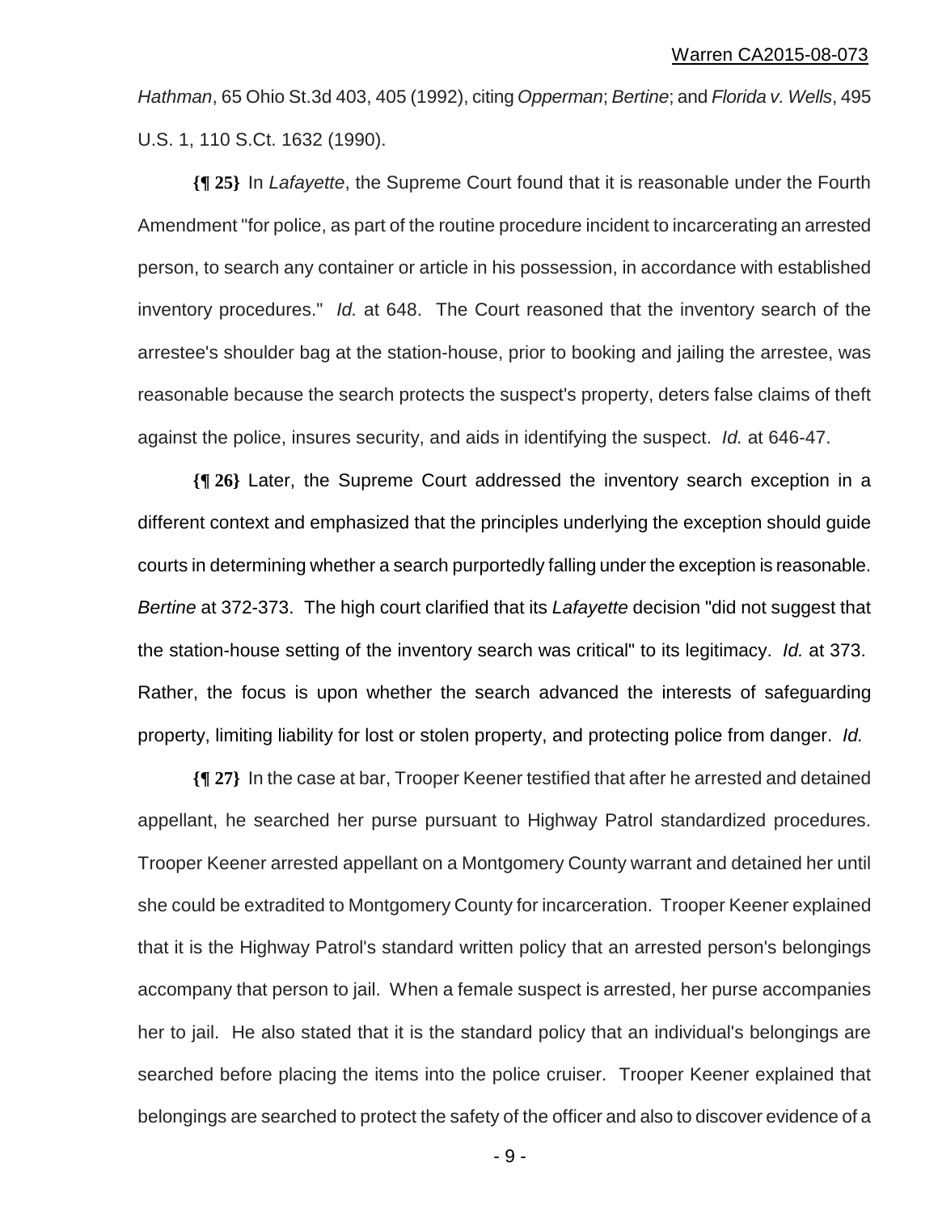*Hathman*, 65 Ohio St.3d 403, 405 (1992), citing *Opperman*; *Bertine*; and *Florida v. Wells*, 495 U.S. 1, 110 S.Ct. 1632 (1990).

**{¶ 25}** In *Lafayette*, the Supreme Court found that it is reasonable under the Fourth Amendment "for police, as part of the routine procedure incident to incarcerating an arrested person, to search any container or article in his possession, in accordance with established inventory procedures." *Id.* at 648. The Court reasoned that the inventory search of the arrestee's shoulder bag at the station-house, prior to booking and jailing the arrestee, was reasonable because the search protects the suspect's property, deters false claims of theft against the police, insures security, and aids in identifying the suspect. *Id.* at 646-47.

**{¶ 26}** Later, the Supreme Court addressed the inventory search exception in a different context and emphasized that the principles underlying the exception should guide courts in determining whether a search purportedly falling under the exception is reasonable. *Bertine* at 372-373. The high court clarified that its *Lafayette* decision "did not suggest that the station-house setting of the inventory search was critical" to its legitimacy. *Id.* at 373. Rather, the focus is upon whether the search advanced the interests of safeguarding property, limiting liability for lost or stolen property, and protecting police from danger. *Id.*

**{¶ 27}** In the case at bar, Trooper Keener testified that after he arrested and detained appellant, he searched her purse pursuant to Highway Patrol standardized procedures. Trooper Keener arrested appellant on a Montgomery County warrant and detained her until she could be extradited to Montgomery County for incarceration. Trooper Keener explained that it is the Highway Patrol's standard written policy that an arrested person's belongings accompany that person to jail. When a female suspect is arrested, her purse accompanies her to jail. He also stated that it is the standard policy that an individual's belongings are searched before placing the items into the police cruiser. Trooper Keener explained that belongings are searched to protect the safety of the officer and also to discover evidence of a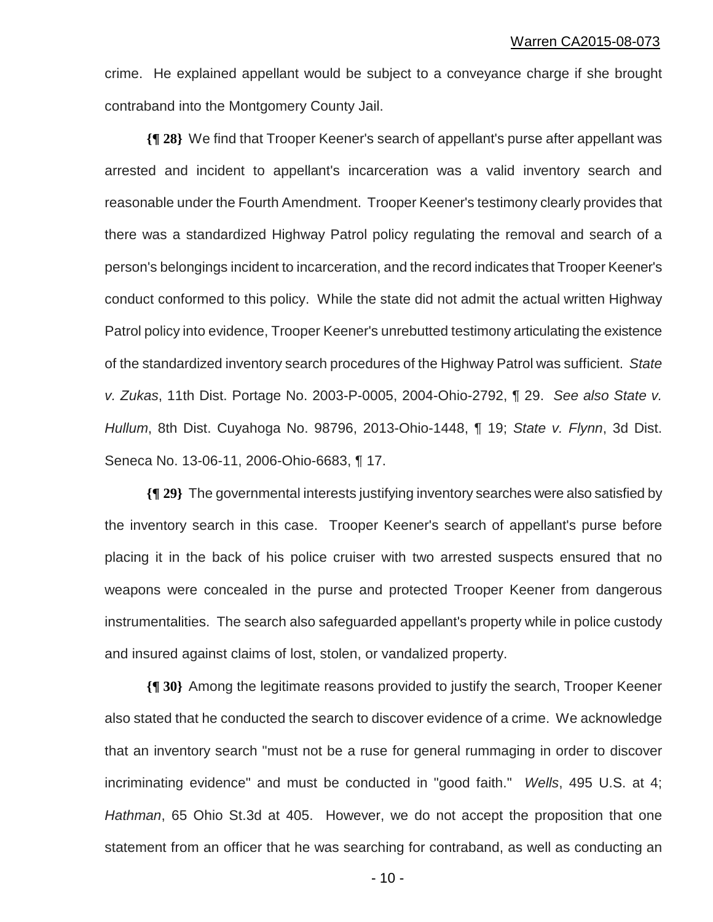crime. He explained appellant would be subject to a conveyance charge if she brought contraband into the Montgomery County Jail.

**{¶ 28}** We find that Trooper Keener's search of appellant's purse after appellant was arrested and incident to appellant's incarceration was a valid inventory search and reasonable under the Fourth Amendment. Trooper Keener's testimony clearly provides that there was a standardized Highway Patrol policy regulating the removal and search of a person's belongings incident to incarceration, and the record indicates that Trooper Keener's conduct conformed to this policy. While the state did not admit the actual written Highway Patrol policy into evidence, Trooper Keener's unrebutted testimony articulating the existence of the standardized inventory search procedures of the Highway Patrol was sufficient. *State v. Zukas*, 11th Dist. Portage No. 2003-P-0005, 2004-Ohio-2792, ¶ 29. *See also State v. Hullum*, 8th Dist. Cuyahoga No. 98796, 2013-Ohio-1448, ¶ 19; *State v. Flynn*, 3d Dist. Seneca No. 13-06-11, 2006-Ohio-6683, ¶ 17.

**{¶ 29}** The governmental interests justifying inventory searches were also satisfied by the inventory search in this case. Trooper Keener's search of appellant's purse before placing it in the back of his police cruiser with two arrested suspects ensured that no weapons were concealed in the purse and protected Trooper Keener from dangerous instrumentalities. The search also safeguarded appellant's property while in police custody and insured against claims of lost, stolen, or vandalized property.

**{¶ 30}** Among the legitimate reasons provided to justify the search, Trooper Keener also stated that he conducted the search to discover evidence of a crime. We acknowledge that an inventory search "must not be a ruse for general rummaging in order to discover incriminating evidence" and must be conducted in "good faith." *Wells*, 495 U.S. at 4; *Hathman*, 65 Ohio St.3d at 405. However, we do not accept the proposition that one statement from an officer that he was searching for contraband, as well as conducting an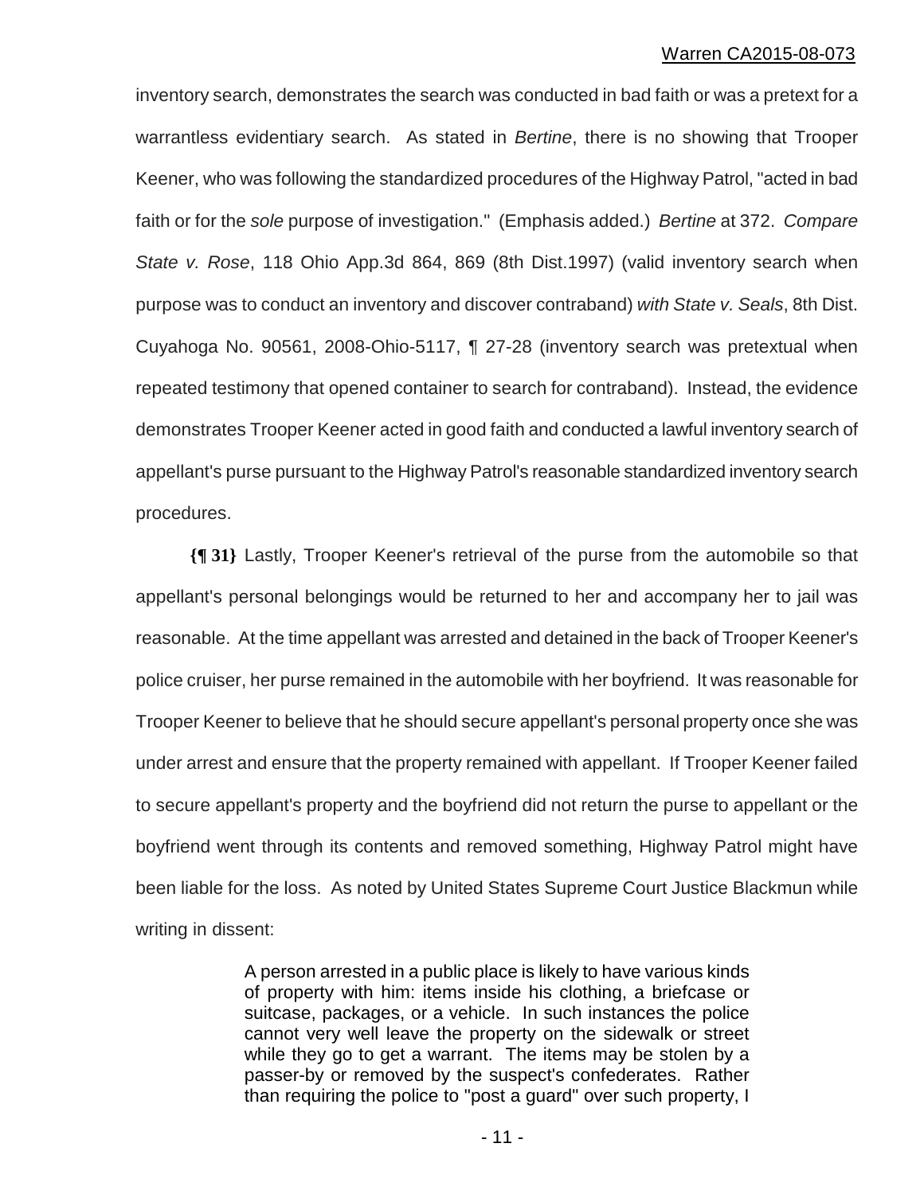inventory search, demonstrates the search was conducted in bad faith or was a pretext for a warrantless evidentiary search. As stated in *Bertine*, there is no showing that Trooper Keener, who was following the standardized procedures of the Highway Patrol, "acted in bad faith or for the *sole* purpose of investigation." (Emphasis added.) *Bertine* at 372. *Compare State v. Rose*, 118 Ohio App.3d 864, 869 (8th Dist.1997) (valid inventory search when purpose was to conduct an inventory and discover contraband) *with State v. Seals*, 8th Dist. Cuyahoga No. 90561, 2008-Ohio-5117, ¶ 27-28 (inventory search was pretextual when repeated testimony that opened container to search for contraband). Instead, the evidence demonstrates Trooper Keener acted in good faith and conducted a lawful inventory search of appellant's purse pursuant to the Highway Patrol's reasonable standardized inventory search procedures.

**{¶ 31}** Lastly, Trooper Keener's retrieval of the purse from the automobile so that appellant's personal belongings would be returned to her and accompany her to jail was reasonable. At the time appellant was arrested and detained in the back of Trooper Keener's police cruiser, her purse remained in the automobile with her boyfriend. It was reasonable for Trooper Keener to believe that he should secure appellant's personal property once she was under arrest and ensure that the property remained with appellant. If Trooper Keener failed to secure appellant's property and the boyfriend did not return the purse to appellant or the boyfriend went through its contents and removed something, Highway Patrol might have been liable for the loss. As noted by United States Supreme Court Justice Blackmun while writing in dissent:

> A person arrested in a public place is likely to have various kinds of property with him: items inside his clothing, a briefcase or suitcase, packages, or a vehicle. In such instances the police cannot very well leave the property on the sidewalk or street while they go to get a warrant. The items may be stolen by a passer-by or removed by the suspect's confederates. Rather than requiring the police to "post a guard" over such property, I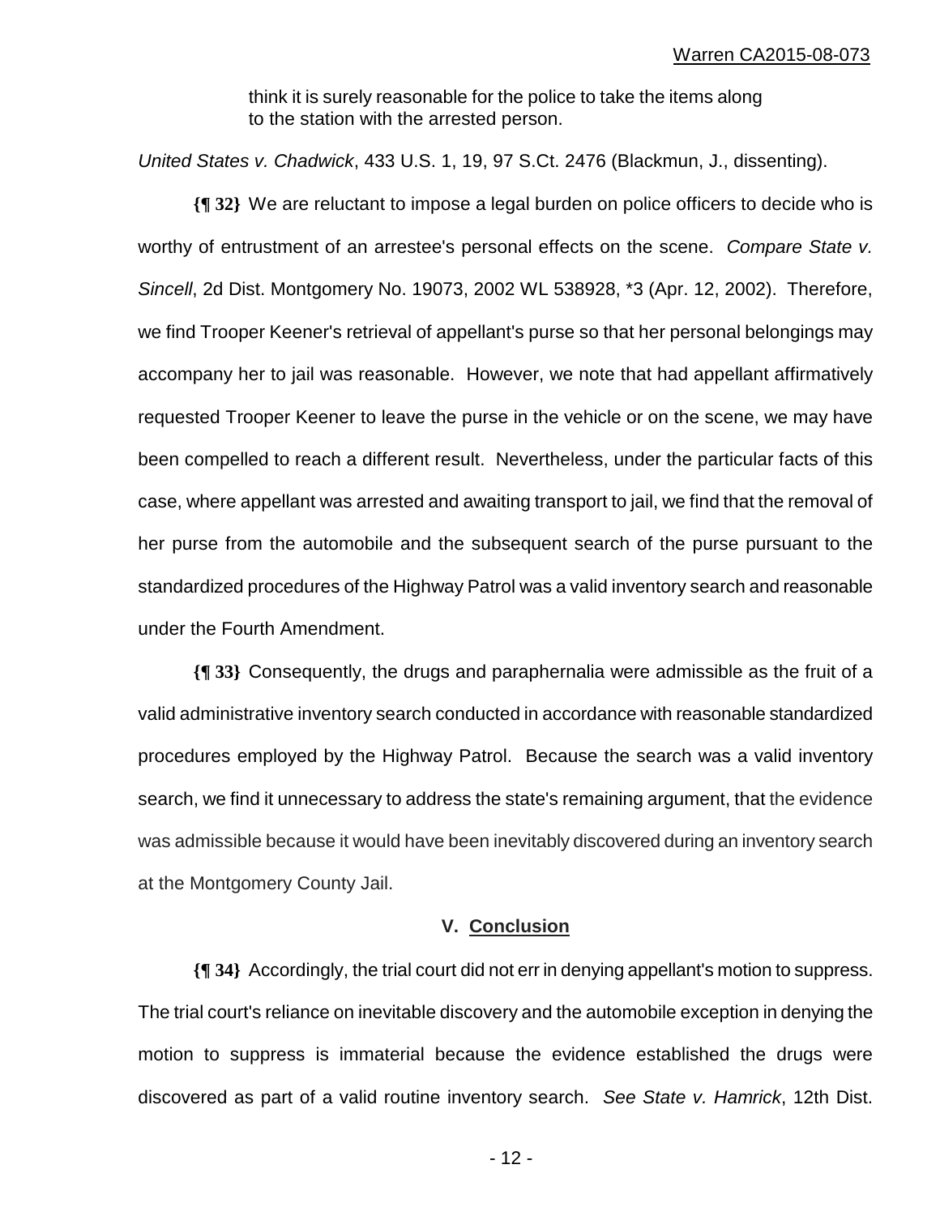> think it is surely reasonable for the police to take the items along to the station with the arrested person.

*United States v. Chadwick*, 433 U.S. 1, 19, 97 S.Ct. 2476 (Blackmun, J., dissenting).

**{¶ 32}** We are reluctant to impose a legal burden on police officers to decide who is worthy of entrustment of an arrestee's personal effects on the scene. *Compare State v. Sincell*, 2d Dist. Montgomery No. 19073, 2002 WL 538928, *3 (Apr. 12, 2002). Therefore, we find Trooper Keener's retrieval of appellant's purse so that her personal belongings may accompany her to jail was reasonable. However, we note that had appellant affirmatively requested Trooper Keener to leave the purse in the vehicle or on the scene, we may have been compelled to reach a different result. Nevertheless, under the particular facts of this case, where appellant was arrested and awaiting transport to jail, we find that the removal of her purse from the automobile and the subsequent search of the purse pursuant to the standardized procedures of the Highway Patrol was a valid inventory search and reasonable under the Fourth Amendment.

**{¶ 33}** Consequently, the drugs and paraphernalia were admissible as the fruit of a valid administrative inventory search conducted in accordance with reasonable standardized procedures employed by the Highway Patrol. Because the search was a valid inventory search, we find it unnecessary to address the state's remaining argument, that the evidence was admissible because it would have been inevitably discovered during an inventory search at the Montgomery County Jail.

## V. Conclusion

**{¶ 34}** Accordingly, the trial court did not err in denying appellant's motion to suppress. The trial court's reliance on inevitable discovery and the automobile exception in denying the motion to suppress is immaterial because the evidence established the drugs were discovered as part of a valid routine inventory search. *See State v. Hamrick*, 12th Dist.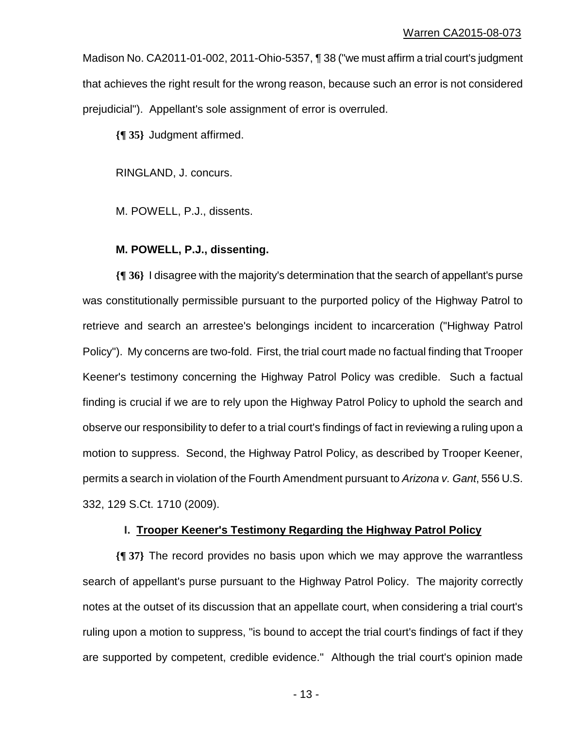Madison No. CA2011-01-002, 2011-Ohio-5357, ¶ 38 ("we must affirm a trial court's judgment that achieves the right result for the wrong reason, because such an error is not considered prejudicial"). Appellant's sole assignment of error is overruled.

**{¶ 35}** Judgment affirmed.

RINGLAND, J. concurs.

M. POWELL, P.J., dissents.

**M. POWELL, P.J., dissenting.**

**{¶ 36}** I disagree with the majority's determination that the search of appellant's purse was constitutionally permissible pursuant to the purported policy of the Highway Patrol to retrieve and search an arrestee's belongings incident to incarceration ("Highway Patrol Policy"). My concerns are two-fold. First, the trial court made no factual finding that Trooper Keener's testimony concerning the Highway Patrol Policy was credible. Such a factual finding is crucial if we are to rely upon the Highway Patrol Policy to uphold the search and observe our responsibility to defer to a trial court's findings of fact in reviewing a ruling upon a motion to suppress. Second, the Highway Patrol Policy, as described by Trooper Keener, permits a search in violation of the Fourth Amendment pursuant to *Arizona v. Gant*, 556 U.S. 332, 129 S.Ct. 1710 (2009).

## I. Trooper Keener's Testimony Regarding the Highway Patrol Policy

**{¶ 37}** The record provides no basis upon which we may approve the warrantless search of appellant's purse pursuant to the Highway Patrol Policy. The majority correctly notes at the outset of its discussion that an appellate court, when considering a trial court's ruling upon a motion to suppress, "is bound to accept the trial court's findings of fact if they are supported by competent, credible evidence." Although the trial court's opinion made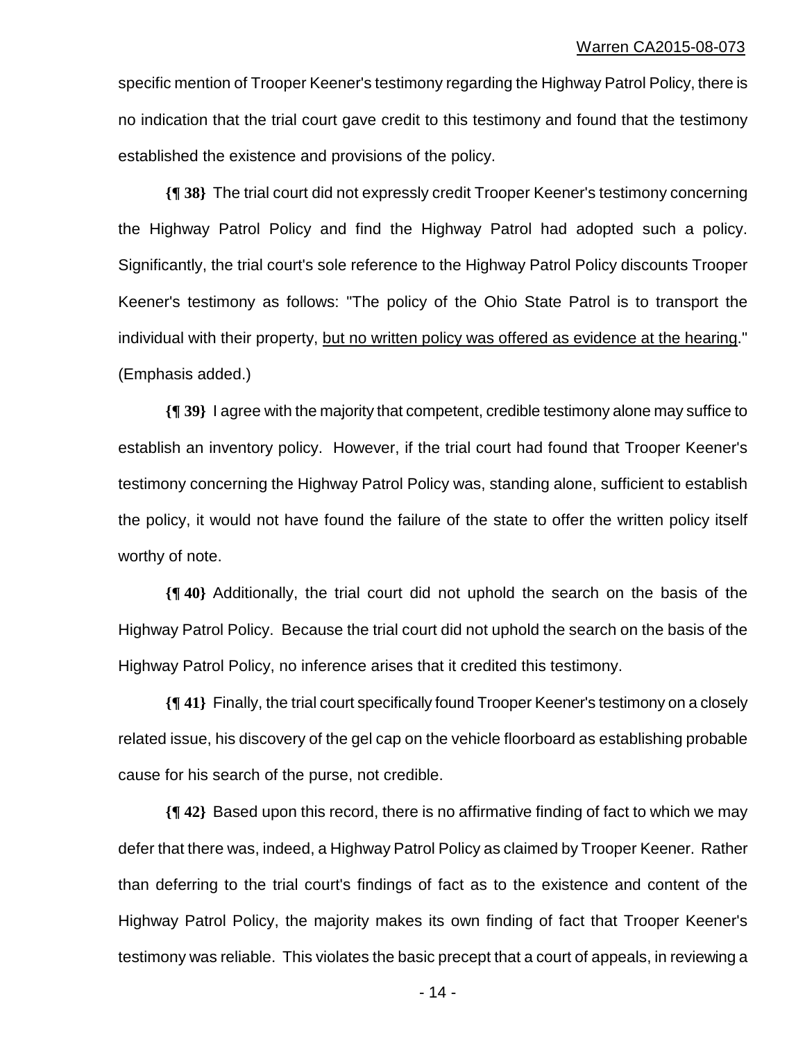specific mention of Trooper Keener's testimony regarding the Highway Patrol Policy, there is no indication that the trial court gave credit to this testimony and found that the testimony established the existence and provisions of the policy.

**{¶ 38}** The trial court did not expressly credit Trooper Keener's testimony concerning the Highway Patrol Policy and find the Highway Patrol had adopted such a policy. Significantly, the trial court's sole reference to the Highway Patrol Policy discounts Trooper Keener's testimony as follows: "The policy of the Ohio State Patrol is to transport the individual with their property, <u>but no written policy was offered as evidence at the hearing</u>." (Emphasis added.)

**{¶ 39}** I agree with the majority that competent, credible testimony alone may suffice to establish an inventory policy. However, if the trial court had found that Trooper Keener's testimony concerning the Highway Patrol Policy was, standing alone, sufficient to establish the policy, it would not have found the failure of the state to offer the written policy itself worthy of note.

**{¶ 40}** Additionally, the trial court did not uphold the search on the basis of the Highway Patrol Policy. Because the trial court did not uphold the search on the basis of the Highway Patrol Policy, no inference arises that it credited this testimony.

**{¶ 41}** Finally, the trial court specifically found Trooper Keener's testimony on a closely related issue, his discovery of the gel cap on the vehicle floorboard as establishing probable cause for his search of the purse, not credible.

**{¶ 42}** Based upon this record, there is no affirmative finding of fact to which we may defer that there was, indeed, a Highway Patrol Policy as claimed by Trooper Keener. Rather than deferring to the trial court's findings of fact as to the existence and content of the Highway Patrol Policy, the majority makes its own finding of fact that Trooper Keener's testimony was reliable. This violates the basic precept that a court of appeals, in reviewing a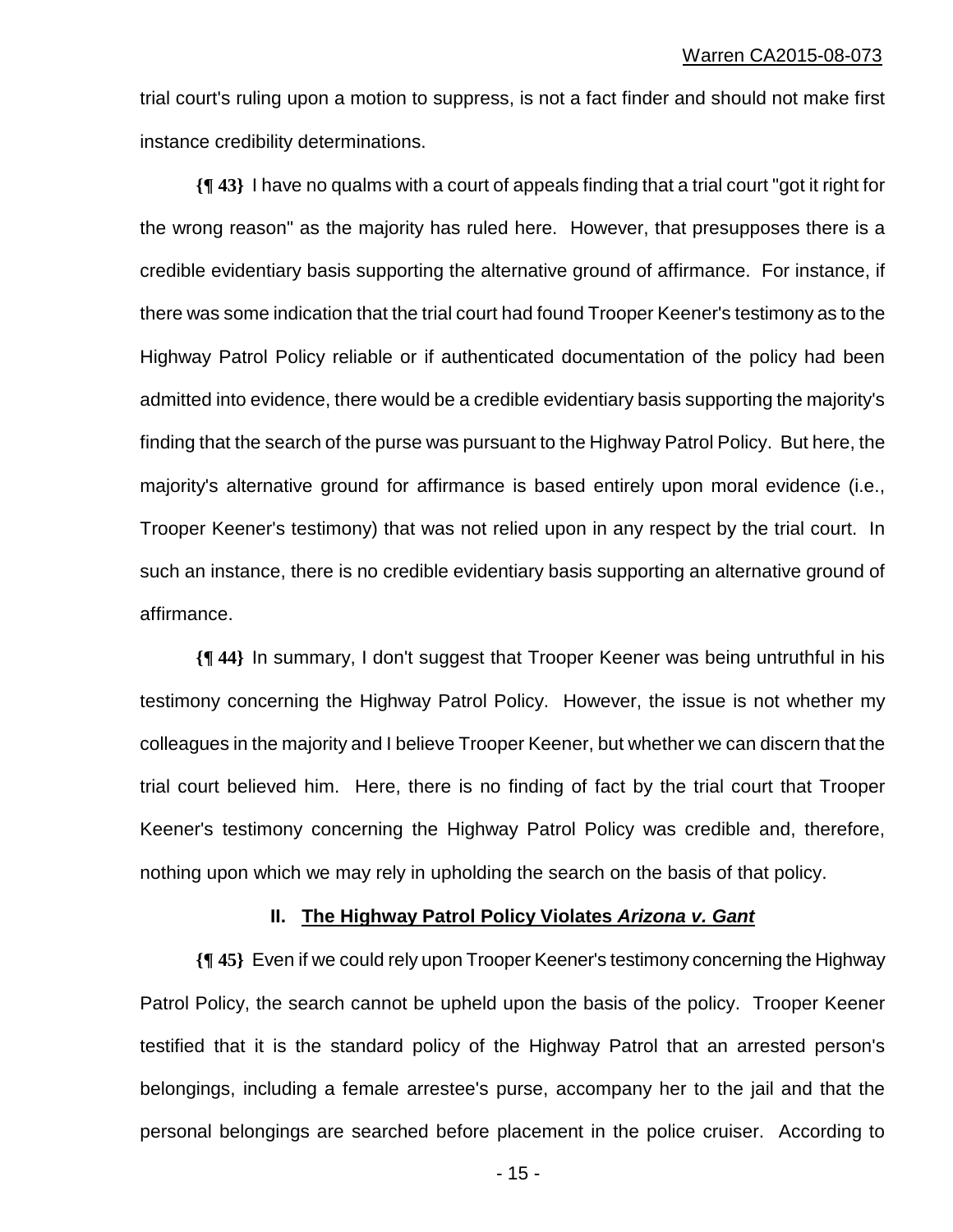trial court's ruling upon a motion to suppress, is not a fact finder and should not make first instance credibility determinations.

**{¶ 43}** I have no qualms with a court of appeals finding that a trial court "got it right for the wrong reason" as the majority has ruled here. However, that presupposes there is a credible evidentiary basis supporting the alternative ground of affirmance. For instance, if there was some indication that the trial court had found Trooper Keener's testimony as to the Highway Patrol Policy reliable or if authenticated documentation of the policy had been admitted into evidence, there would be a credible evidentiary basis supporting the majority's finding that the search of the purse was pursuant to the Highway Patrol Policy. But here, the majority's alternative ground for affirmance is based entirely upon moral evidence (i.e., Trooper Keener's testimony) that was not relied upon in any respect by the trial court. In such an instance, there is no credible evidentiary basis supporting an alternative ground of affirmance.

**{¶ 44}** In summary, I don't suggest that Trooper Keener was being untruthful in his testimony concerning the Highway Patrol Policy. However, the issue is not whether my colleagues in the majority and I believe Trooper Keener, but whether we can discern that the trial court believed him. Here, there is no finding of fact by the trial court that Trooper Keener's testimony concerning the Highway Patrol Policy was credible and, therefore, nothing upon which we may rely in upholding the search on the basis of that policy.

## II. The Highway Patrol Policy Violates *Arizona v. Gant*

**{¶ 45}** Even if we could rely upon Trooper Keener's testimony concerning the Highway Patrol Policy, the search cannot be upheld upon the basis of the policy. Trooper Keener testified that it is the standard policy of the Highway Patrol that an arrested person's belongings, including a female arrestee's purse, accompany her to the jail and that the personal belongings are searched before placement in the police cruiser. According to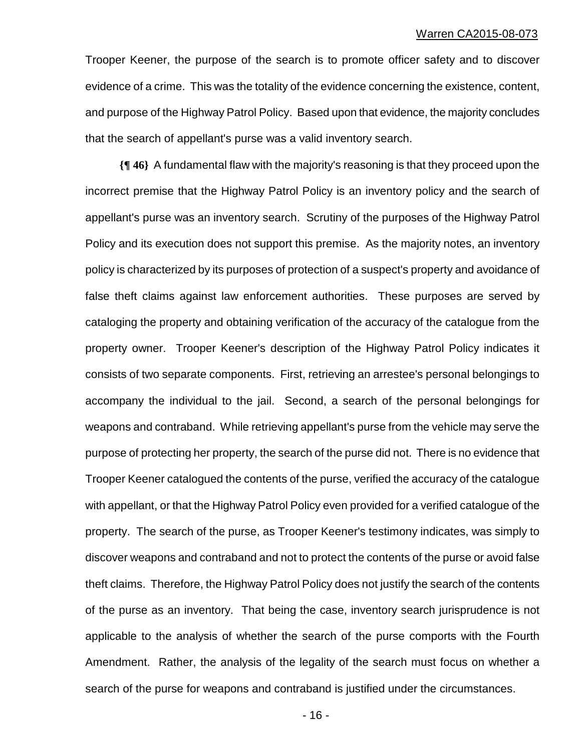Trooper Keener, the purpose of the search is to promote officer safety and to discover evidence of a crime. This was the totality of the evidence concerning the existence, content, and purpose of the Highway Patrol Policy. Based upon that evidence, the majority concludes that the search of appellant's purse was a valid inventory search.

**{¶ 46}** A fundamental flaw with the majority's reasoning is that they proceed upon the incorrect premise that the Highway Patrol Policy is an inventory policy and the search of appellant's purse was an inventory search. Scrutiny of the purposes of the Highway Patrol Policy and its execution does not support this premise. As the majority notes, an inventory policy is characterized by its purposes of protection of a suspect's property and avoidance of false theft claims against law enforcement authorities. These purposes are served by cataloging the property and obtaining verification of the accuracy of the catalogue from the property owner. Trooper Keener's description of the Highway Patrol Policy indicates it consists of two separate components. First, retrieving an arrestee's personal belongings to accompany the individual to the jail. Second, a search of the personal belongings for weapons and contraband. While retrieving appellant's purse from the vehicle may serve the purpose of protecting her property, the search of the purse did not. There is no evidence that Trooper Keener catalogued the contents of the purse, verified the accuracy of the catalogue with appellant, or that the Highway Patrol Policy even provided for a verified catalogue of the property. The search of the purse, as Trooper Keener's testimony indicates, was simply to discover weapons and contraband and not to protect the contents of the purse or avoid false theft claims. Therefore, the Highway Patrol Policy does not justify the search of the contents of the purse as an inventory. That being the case, inventory search jurisprudence is not applicable to the analysis of whether the search of the purse comports with the Fourth Amendment. Rather, the analysis of the legality of the search must focus on whether a search of the purse for weapons and contraband is justified under the circumstances.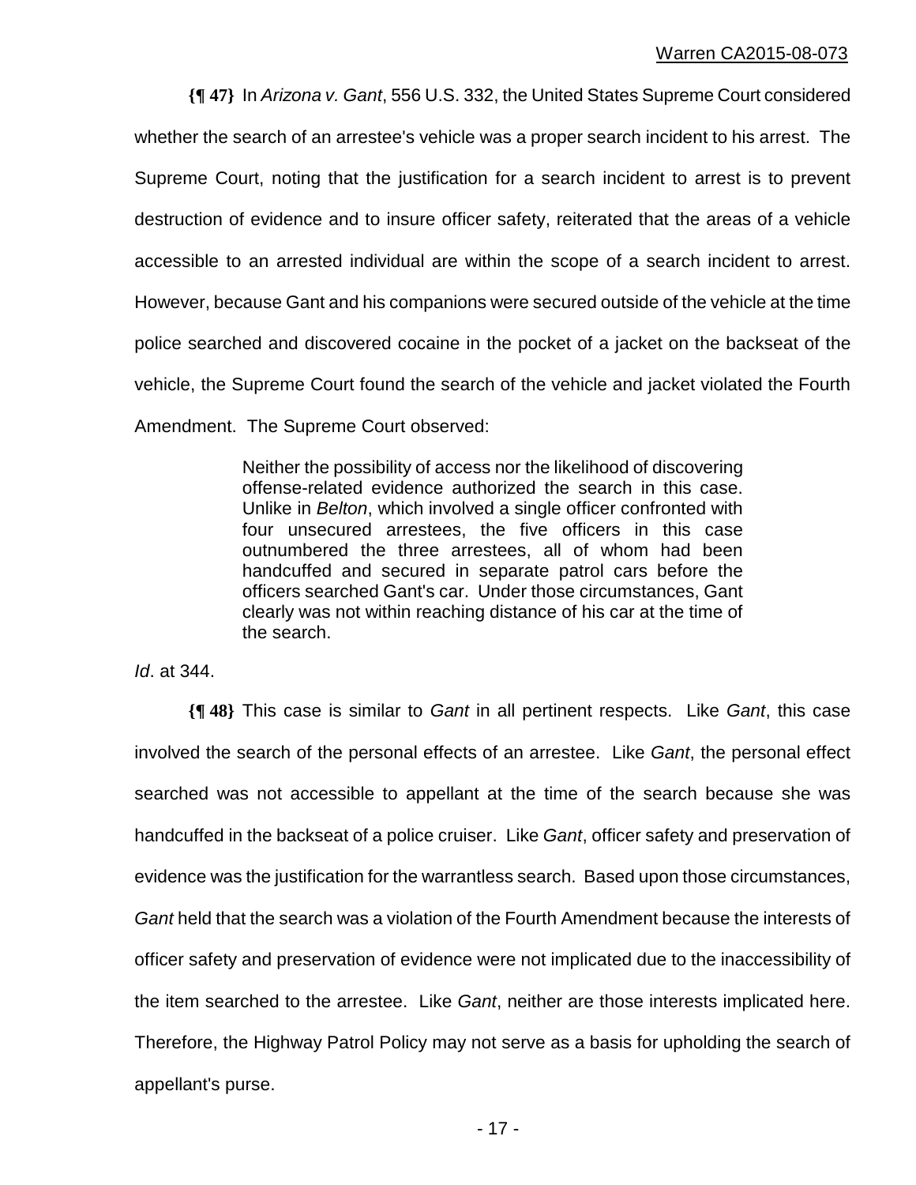**{¶ 47}** In *Arizona v. Gant*, 556 U.S. 332, the United States Supreme Court considered whether the search of an arrestee's vehicle was a proper search incident to his arrest. The Supreme Court, noting that the justification for a search incident to arrest is to prevent destruction of evidence and to insure officer safety, reiterated that the areas of a vehicle accessible to an arrested individual are within the scope of a search incident to arrest. However, because Gant and his companions were secured outside of the vehicle at the time police searched and discovered cocaine in the pocket of a jacket on the backseat of the vehicle, the Supreme Court found the search of the vehicle and jacket violated the Fourth Amendment. The Supreme Court observed:

> Neither the possibility of access nor the likelihood of discovering offense-related evidence authorized the search in this case. Unlike in *Belton*, which involved a single officer confronted with four unsecured arrestees, the five officers in this case outnumbered the three arrestees, all of whom had been handcuffed and secured in separate patrol cars before the officers searched Gant's car. Under those circumstances, Gant clearly was not within reaching distance of his car at the time of the search.

*Id*. at 344.

**{¶ 48}** This case is similar to *Gant* in all pertinent respects. Like *Gant*, this case involved the search of the personal effects of an arrestee. Like *Gant*, the personal effect searched was not accessible to appellant at the time of the search because she was handcuffed in the backseat of a police cruiser. Like *Gant*, officer safety and preservation of evidence was the justification for the warrantless search. Based upon those circumstances, *Gant* held that the search was a violation of the Fourth Amendment because the interests of officer safety and preservation of evidence were not implicated due to the inaccessibility of the item searched to the arrestee. Like *Gant*, neither are those interests implicated here. Therefore, the Highway Patrol Policy may not serve as a basis for upholding the search of appellant's purse.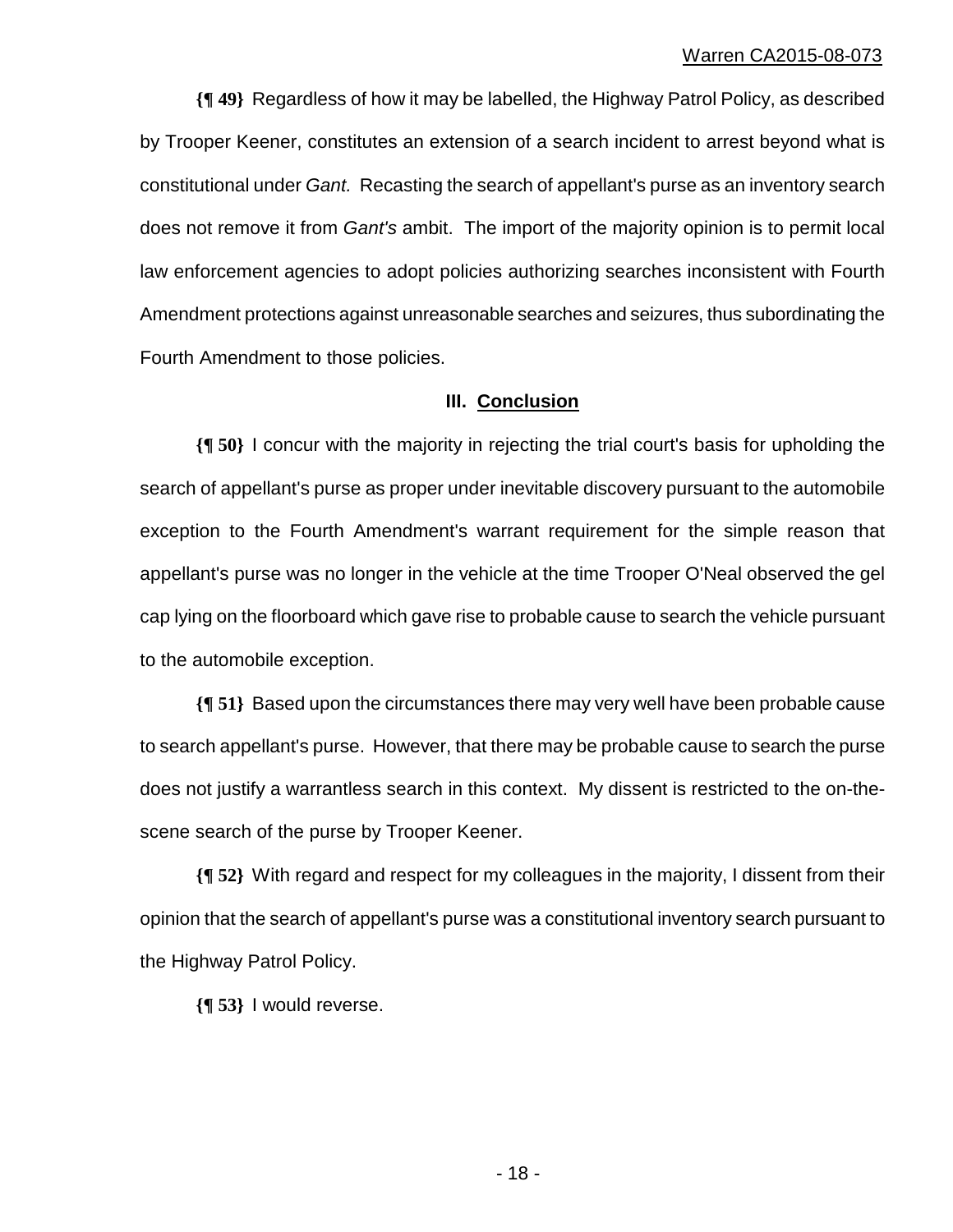**{¶ 49}** Regardless of how it may be labelled, the Highway Patrol Policy, as described by Trooper Keener, constitutes an extension of a search incident to arrest beyond what is constitutional under *Gant.* Recasting the search of appellant's purse as an inventory search does not remove it from *Gant's* ambit. The import of the majority opinion is to permit local law enforcement agencies to adopt policies authorizing searches inconsistent with Fourth Amendment protections against unreasonable searches and seizures, thus subordinating the Fourth Amendment to those policies.

## III. Conclusion

**{¶ 50}** I concur with the majority in rejecting the trial court's basis for upholding the search of appellant's purse as proper under inevitable discovery pursuant to the automobile exception to the Fourth Amendment's warrant requirement for the simple reason that appellant's purse was no longer in the vehicle at the time Trooper O'Neal observed the gel cap lying on the floorboard which gave rise to probable cause to search the vehicle pursuant to the automobile exception.

**{¶ 51}** Based upon the circumstances there may very well have been probable cause to search appellant's purse. However, that there may be probable cause to search the purse does not justify a warrantless search in this context. My dissent is restricted to the on-the-scene search of the purse by Trooper Keener.

**{¶ 52}** With regard and respect for my colleagues in the majority, I dissent from their opinion that the search of appellant's purse was a constitutional inventory search pursuant to the Highway Patrol Policy.

**{¶ 53}** I would reverse.